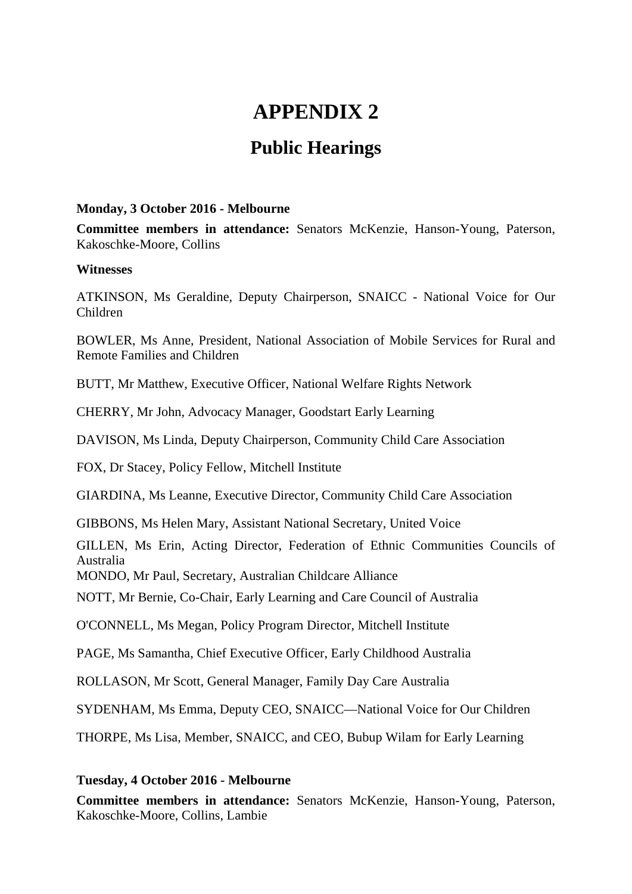# APPENDIX 2

## Public Hearings

**Monday, 3 October 2016 - Melbourne**

**Committee members in attendance:** Senators McKenzie, Hanson-Young, Paterson, Kakoschke-Moore, Collins

**Witnesses**

ATKINSON, Ms Geraldine, Deputy Chairperson, SNAICC - National Voice for Our Children

BOWLER, Ms Anne, President, National Association of Mobile Services for Rural and Remote Families and Children

BUTT, Mr Matthew, Executive Officer, National Welfare Rights Network

CHERRY, Mr John, Advocacy Manager, Goodstart Early Learning

DAVISON, Ms Linda, Deputy Chairperson, Community Child Care Association

FOX, Dr Stacey, Policy Fellow, Mitchell Institute

GIARDINA, Ms Leanne, Executive Director, Community Child Care Association

GIBBONS, Ms Helen Mary, Assistant National Secretary, United Voice

GILLEN, Ms Erin, Acting Director, Federation of Ethnic Communities Councils of Australia

MONDO, Mr Paul, Secretary, Australian Childcare Alliance

NOTT, Mr Bernie, Co-Chair, Early Learning and Care Council of Australia

O'CONNELL, Ms Megan, Policy Program Director, Mitchell Institute

PAGE, Ms Samantha, Chief Executive Officer, Early Childhood Australia

ROLLASON, Mr Scott, General Manager, Family Day Care Australia

SYDENHAM, Ms Emma, Deputy CEO, SNAICC—National Voice for Our Children

THORPE, Ms Lisa, Member, SNAICC, and CEO, Bubup Wilam for Early Learning

**Tuesday, 4 October 2016 - Melbourne**

**Committee members in attendance:** Senators McKenzie, Hanson-Young, Paterson, Kakoschke-Moore, Collins, Lambie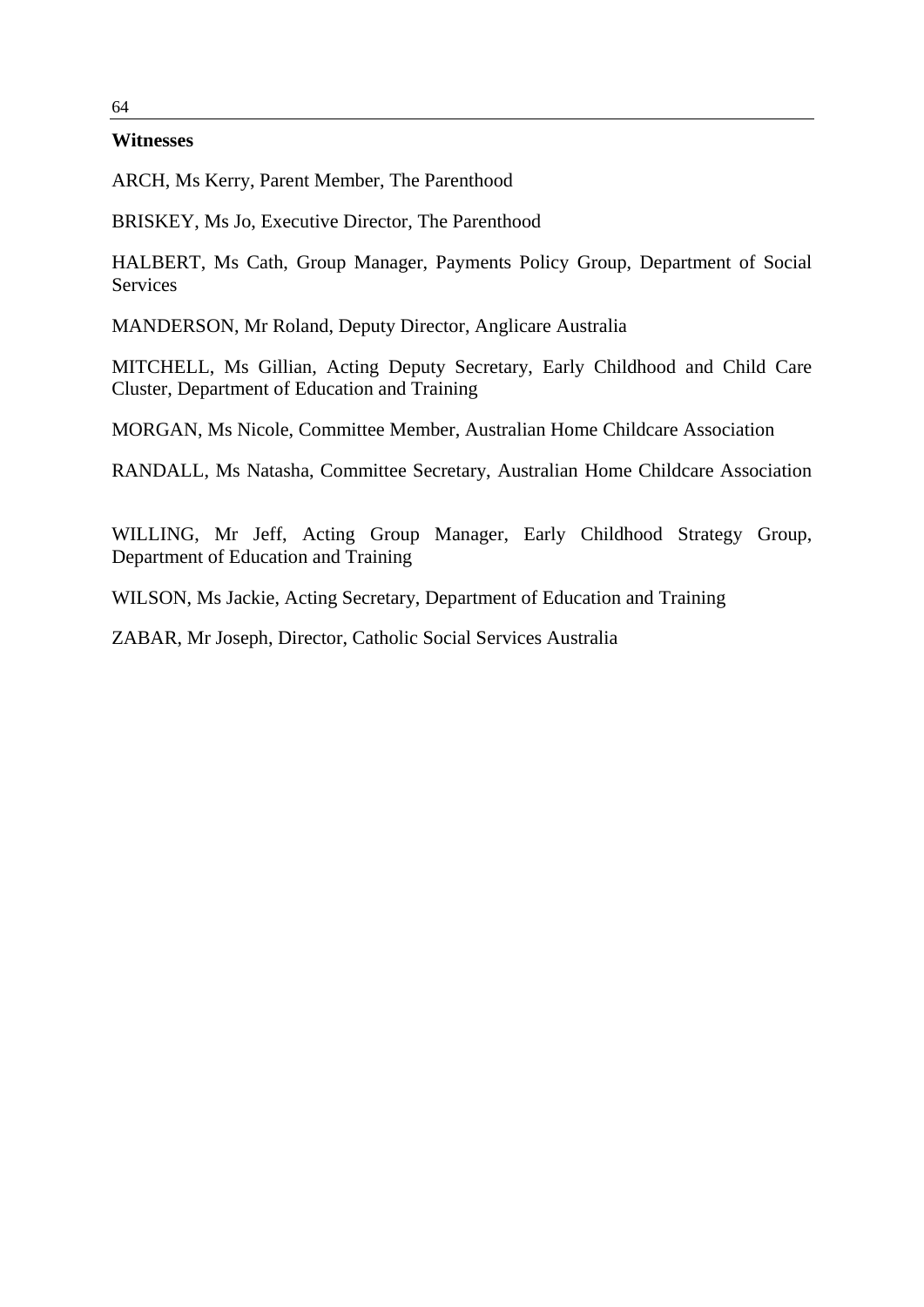**Witnesses**

ARCH, Ms Kerry, Parent Member, The Parenthood

BRISKEY, Ms Jo, Executive Director, The Parenthood

HALBERT, Ms Cath, Group Manager, Payments Policy Group, Department of Social Services

MANDERSON, Mr Roland, Deputy Director, Anglicare Australia

MITCHELL, Ms Gillian, Acting Deputy Secretary, Early Childhood and Child Care Cluster, Department of Education and Training

MORGAN, Ms Nicole, Committee Member, Australian Home Childcare Association

RANDALL, Ms Natasha, Committee Secretary, Australian Home Childcare Association

WILLING, Mr Jeff, Acting Group Manager, Early Childhood Strategy Group, Department of Education and Training

WILSON, Ms Jackie, Acting Secretary, Department of Education and Training

ZABAR, Mr Joseph, Director, Catholic Social Services Australia